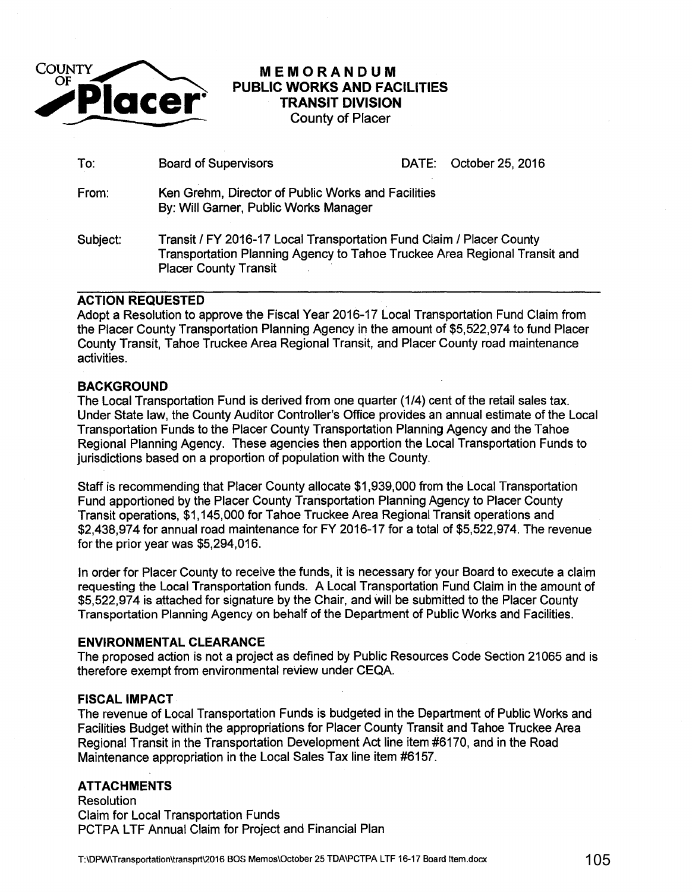**COUNTY OF Placer**

# MEMORANDUM
## PUBLIC WORKS AND FACILITIES
## TRANSIT DIVISION
County of Placer

| | | | |
|---|---|---|---|
| To: | Board of Supervisors | DATE: | October 25, 2016 |
| From: | Ken Grehm, Director of Public Works and Facilities<br>By: Will Garner, Public Works Manager | | |
| Subject: | Transit / FY 2016-17 Local Transportation Fund Claim / Placer County Transportation Planning Agency to Tahoe Truckee Area Regional Transit and Placer County Transit | | |

### ACTION REQUESTED

Adopt a Resolution to approve the Fiscal Year 2016-17 Local Transportation Fund Claim from the Placer County Transportation Planning Agency in the amount of $5,522,974 to fund Placer County Transit, Tahoe Truckee Area Regional Transit, and Placer County road maintenance activities.

### BACKGROUND

The Local Transportation Fund is derived from one quarter (1/4) cent of the retail sales tax. Under State law, the County Auditor Controller's Office provides an annual estimate of the Local Transportation Funds to the Placer County Transportation Planning Agency and the Tahoe Regional Planning Agency. These agencies then apportion the Local Transportation Funds to jurisdictions based on a proportion of population with the County.

Staff is recommending that Placer County allocate $1,939,000 from the Local Transportation Fund apportioned by the Placer County Transportation Planning Agency to Placer County Transit operations, $1,145,000 for Tahoe Truckee Area Regional Transit operations and $2,438,974 for annual road maintenance for FY 2016-17 for a total of $5,522,974. The revenue for the prior year was $5,294,016.

In order for Placer County to receive the funds, it is necessary for your Board to execute a claim requesting the Local Transportation funds. A Local Transportation Fund Claim in the amount of $5,522,974 is attached for signature by the Chair, and will be submitted to the Placer County Transportation Planning Agency on behalf of the Department of Public Works and Facilities.

### ENVIRONMENTAL CLEARANCE

The proposed action is not a project as defined by Public Resources Code Section 21065 and is therefore exempt from environmental review under CEQA.

### FISCAL IMPACT

The revenue of Local Transportation Funds is budgeted in the Department of Public Works and Facilities Budget within the appropriations for Placer County Transit and Tahoe Truckee Area Regional Transit in the Transportation Development Act line item #6170, and in the Road Maintenance appropriation in the Local Sales Tax line item #6157.

### ATTACHMENTS

Resolution
Claim for Local Transportation Funds
PCTPA LTF Annual Claim for Project and Financial Plan

T:\DPW\Transportation\transprt\2016 BOS Memos\October 25 TDA\PCTPA LTF 16-17 Board Item.docx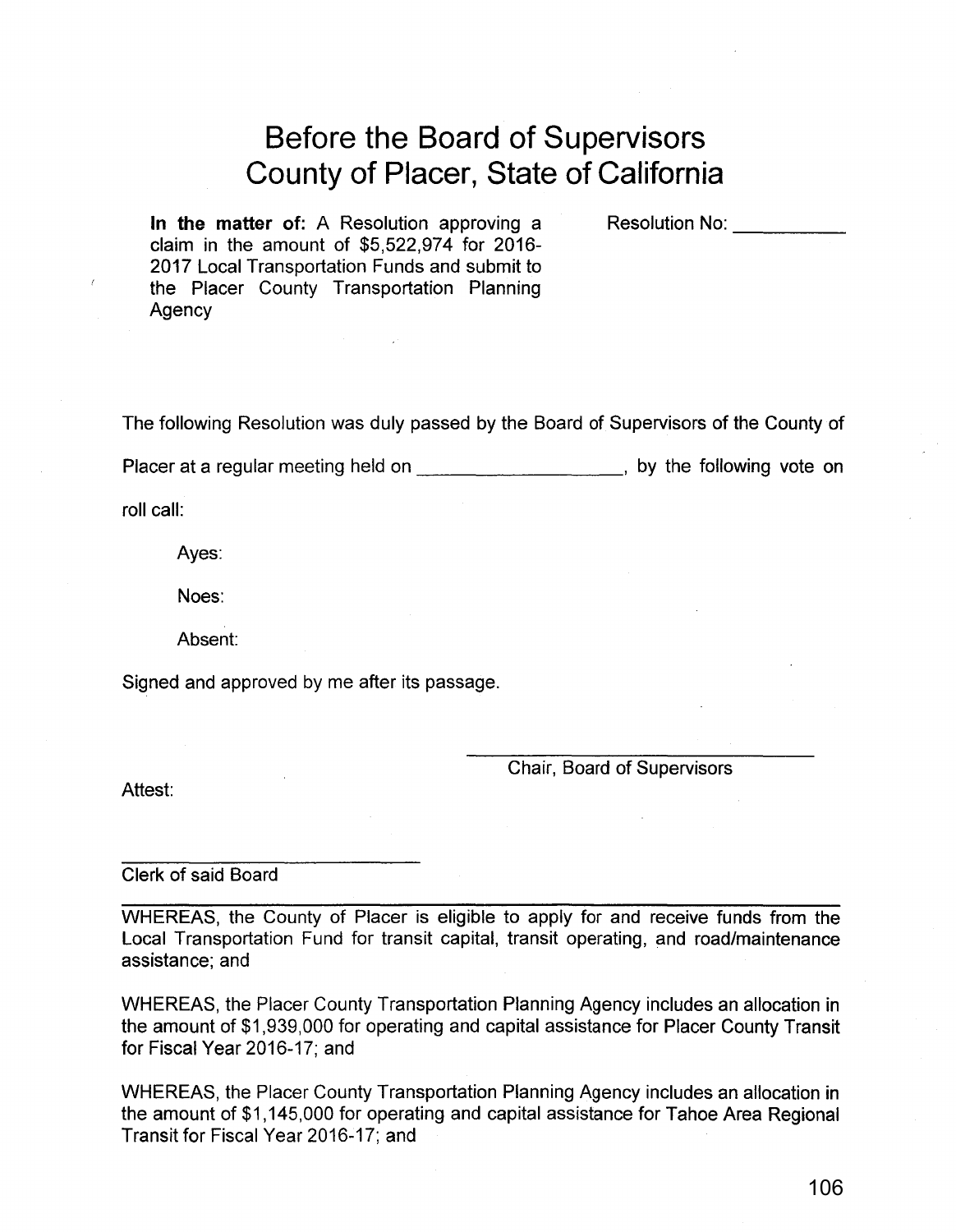# Before the Board of Supervisors County of Placer, State of California

**In the matter of:** A Resolution approving a claim in the amount of $5,522,974 for 2016-2017 Local Transportation Funds and submit to the Placer County Transportation Planning Agency

Resolution No: ___________

The following Resolution was duly passed by the Board of Supervisors of the County of Placer at a regular meeting held on ____________________, by the following vote on roll call:

Ayes:

Noes:

Absent:

Signed and approved by me after its passage.

_______________________________
Chair, Board of Supervisors

Attest:

_______________________________
Clerk of said Board

---

WHEREAS, the County of Placer is eligible to apply for and receive funds from the Local Transportation Fund for transit capital, transit operating, and road/maintenance assistance; and

WHEREAS, the Placer County Transportation Planning Agency includes an allocation in the amount of $1,939,000 for operating and capital assistance for Placer County Transit for Fiscal Year 2016-17; and

WHEREAS, the Placer County Transportation Planning Agency includes an allocation in the amount of $1,145,000 for operating and capital assistance for Tahoe Area Regional Transit for Fiscal Year 2016-17; and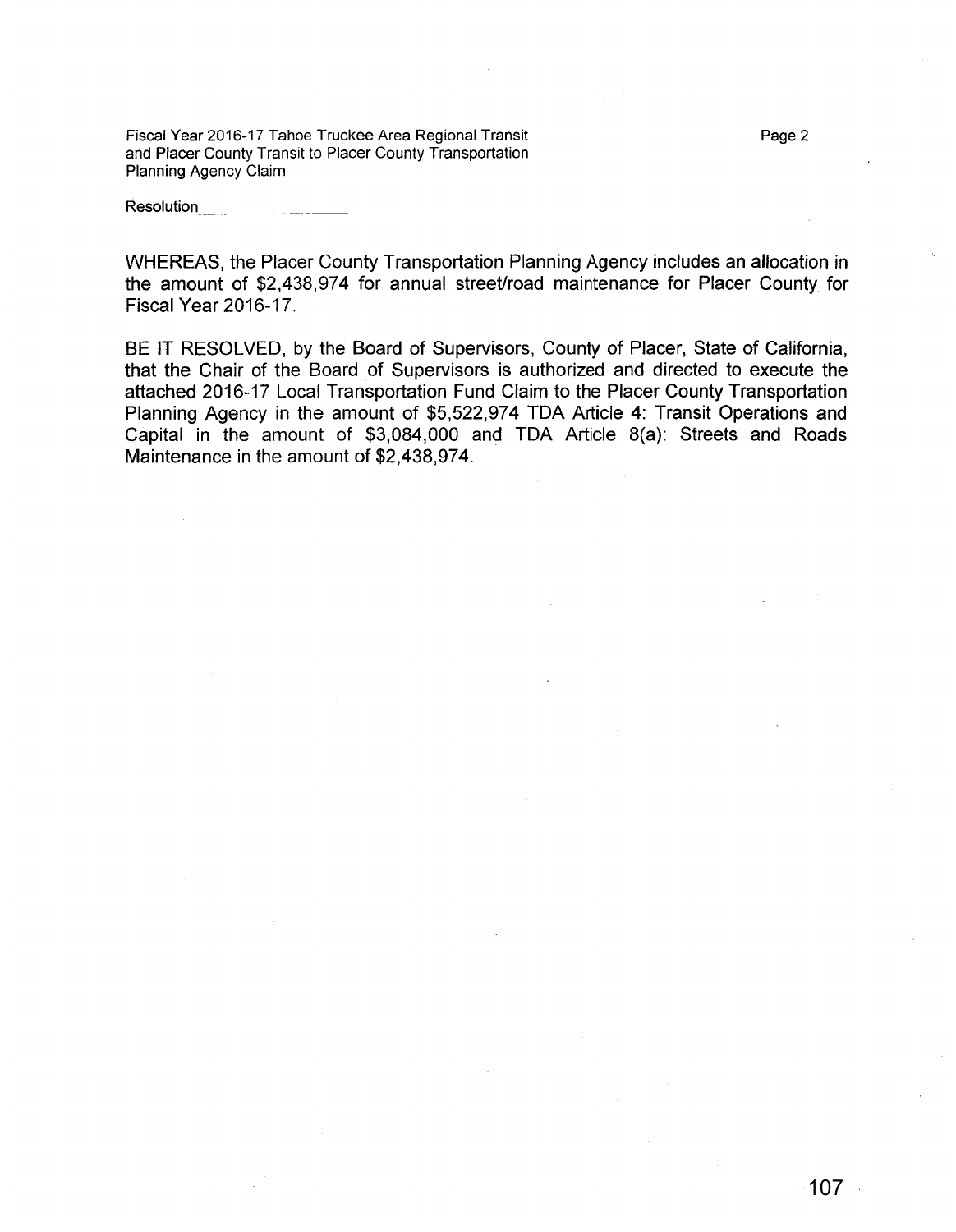Resolution__________________

WHEREAS, the Placer County Transportation Planning Agency includes an allocation in the amount of $2,438,974 for annual street/road maintenance for Placer County for Fiscal Year 2016-17.

BE IT RESOLVED, by the Board of Supervisors, County of Placer, State of California, that the Chair of the Board of Supervisors is authorized and directed to execute the attached 2016-17 Local Transportation Fund Claim to the Placer County Transportation Planning Agency in the amount of $5,522,974 TDA Article 4: Transit Operations and Capital in the amount of $3,084,000 and TDA Article 8(a): Streets and Roads Maintenance in the amount of $2,438,974.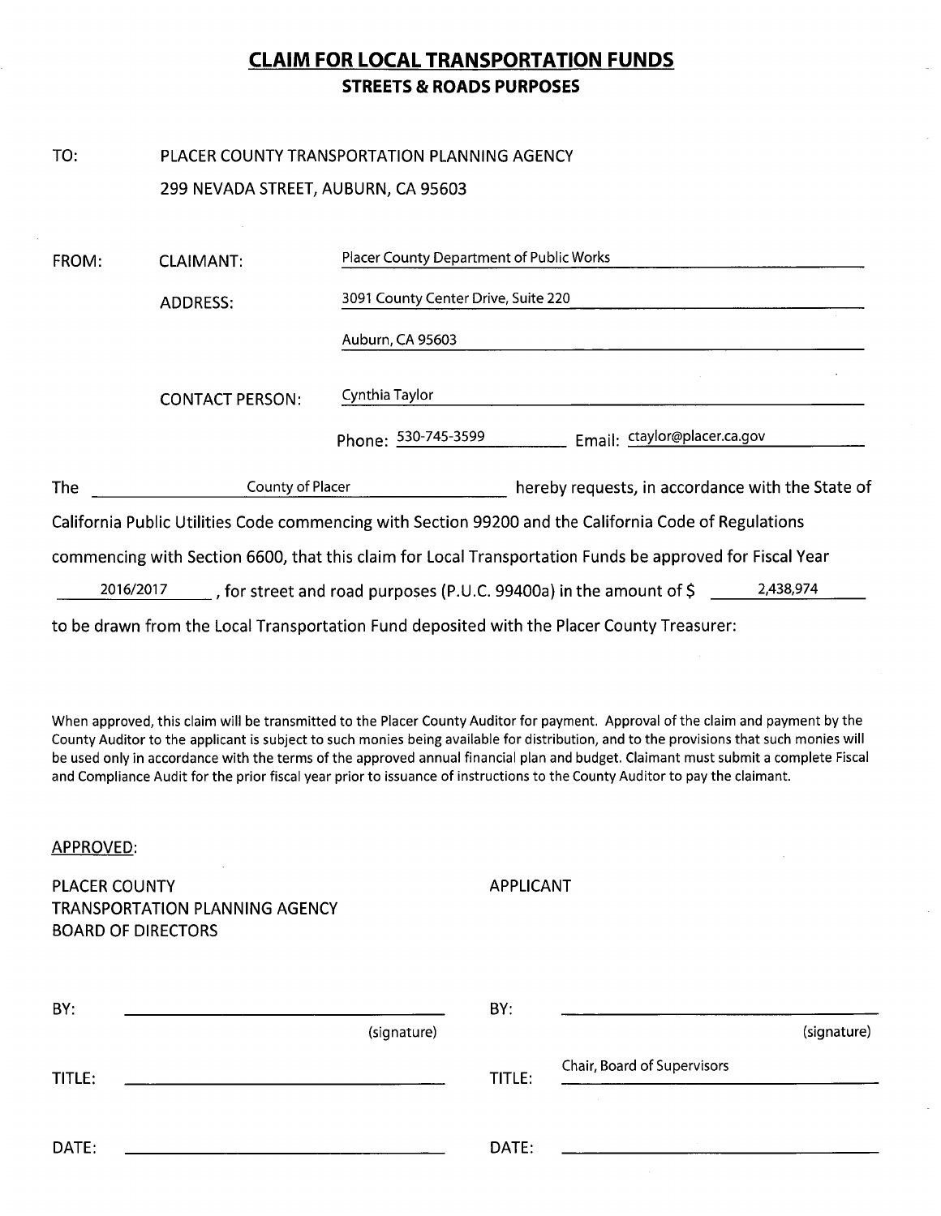# CLAIM FOR LOCAL TRANSPORTATION FUNDS

## STREETS & ROADS PURPOSES

TO: PLACER COUNTY TRANSPORTATION PLANNING AGENCY
299 NEVADA STREET, AUBURN, CA 95603

FROM: CLAIMANT: Placer County Department of Public Works

ADDRESS: 3091 County Center Drive, Suite 220
Auburn, CA 95603

CONTACT PERSON: Cynthia Taylor

Phone: 530-745-3599 Email: ctaylor@placer.ca.gov

The County of Placer hereby requests, in accordance with the State of California Public Utilities Code commencing with Section 99200 and the California Code of Regulations commencing with Section 6600, that this claim for Local Transportation Funds be approved for Fiscal Year 2016/2017, for street and road purposes (P.U.C. 99400a) in the amount of $ 2,438,974 to be drawn from the Local Transportation Fund deposited with the Placer County Treasurer:

When approved, this claim will be transmitted to the Placer County Auditor for payment. Approval of the claim and payment by the County Auditor to the applicant is subject to such monies being available for distribution, and to the provisions that such monies will be used only in accordance with the terms of the approved annual financial plan and budget. Claimant must submit a complete Fiscal and Compliance Audit for the prior fiscal year prior to issuance of instructions to the County Auditor to pay the claimant.

APPROVED:

| PLACER COUNTY TRANSPORTATION PLANNING AGENCY BOARD OF DIRECTORS | APPLICANT |
|---|---|
| BY: _______________ (signature) | BY: _______________ (signature) |
| TITLE: _______________ | TITLE: Chair, Board of Supervisors |
| DATE: _______________ | DATE: _______________ |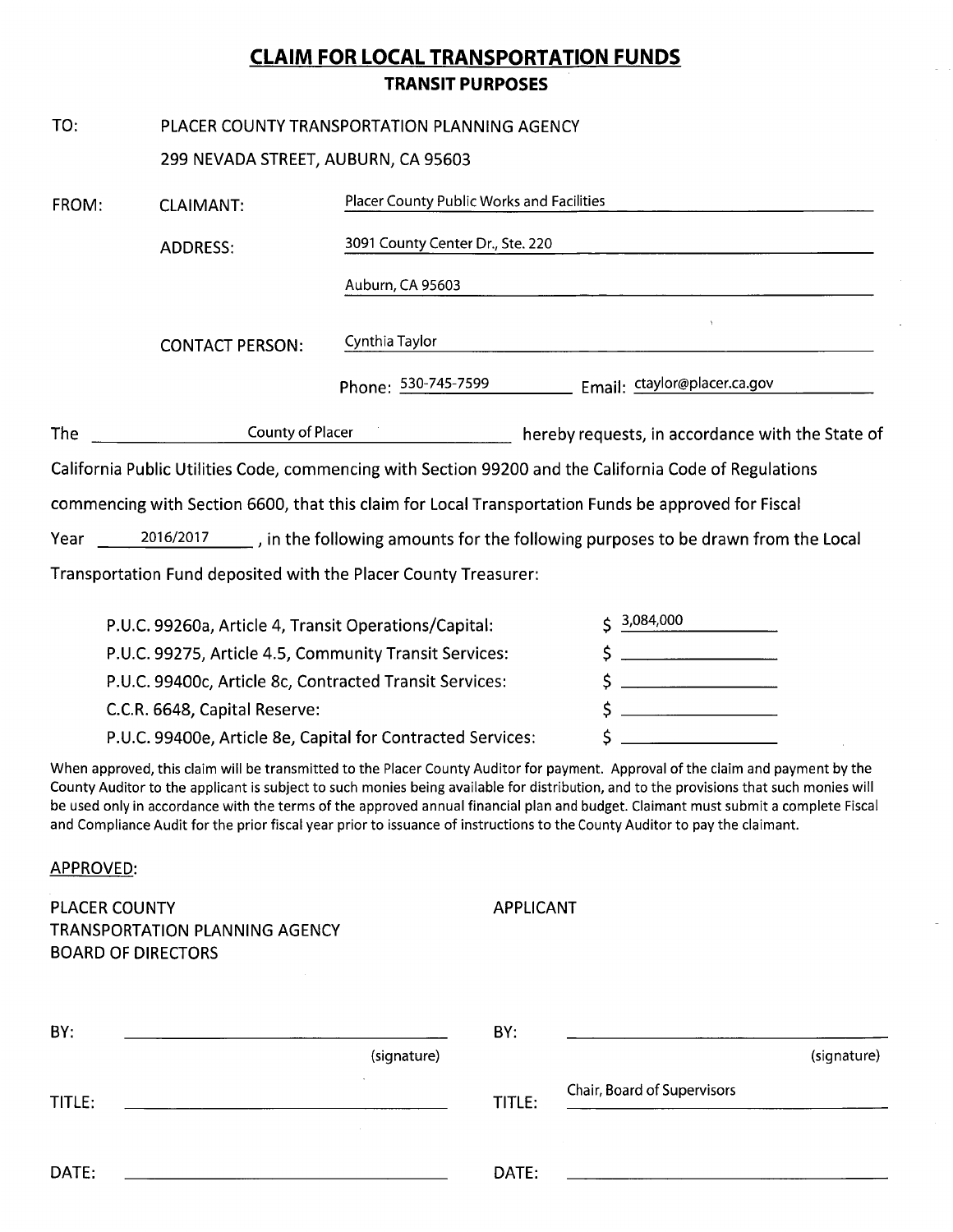# CLAIM FOR LOCAL TRANSPORTATION FUNDS

## TRANSIT PURPOSES

TO: PLACER COUNTY TRANSPORTATION PLANNING AGENCY
299 NEVADA STREET, AUBURN, CA 95603

FROM:

CLAIMANT: Placer County Public Works and Facilities

ADDRESS: 3091 County Center Dr., Ste. 220
Auburn, CA 95603

CONTACT PERSON: Cynthia Taylor

Phone: 530-745-7599 Email: ctaylor@placer.ca.gov

The County of Placer hereby requests, in accordance with the State of California Public Utilities Code, commencing with Section 99200 and the California Code of Regulations commencing with Section 6600, that this claim for Local Transportation Funds be approved for Fiscal Year 2016/2017, in the following amounts for the following purposes to be drawn from the Local Transportation Fund deposited with the Placer County Treasurer:

| Purpose | Amount |
|---|---|
| P.U.C. 99260a, Article 4, Transit Operations/Capital: | $ 3,084,000 |
| P.U.C. 99275, Article 4.5, Community Transit Services: | $ |
| P.U.C. 99400c, Article 8c, Contracted Transit Services: | $ |
| C.C.R. 6648, Capital Reserve: | $ |
| P.U.C. 99400e, Article 8e, Capital for Contracted Services: | $ |

When approved, this claim will be transmitted to the Placer County Auditor for payment. Approval of the claim and payment by the County Auditor to the applicant is subject to such monies being available for distribution, and to the provisions that such monies will be used only in accordance with the terms of the approved annual financial plan and budget. Claimant must submit a complete Fiscal and Compliance Audit for the prior fiscal year prior to issuance of instructions to the County Auditor to pay the claimant.

APPROVED:

| PLACER COUNTY TRANSPORTATION PLANNING AGENCY BOARD OF DIRECTORS | APPLICANT |
|---|---|
| BY: ______________________ (signature) | BY: ______________________ (signature) |
| TITLE: ______________________ | TITLE: Chair, Board of Supervisors |
| DATE: ______________________ | DATE: ______________________ |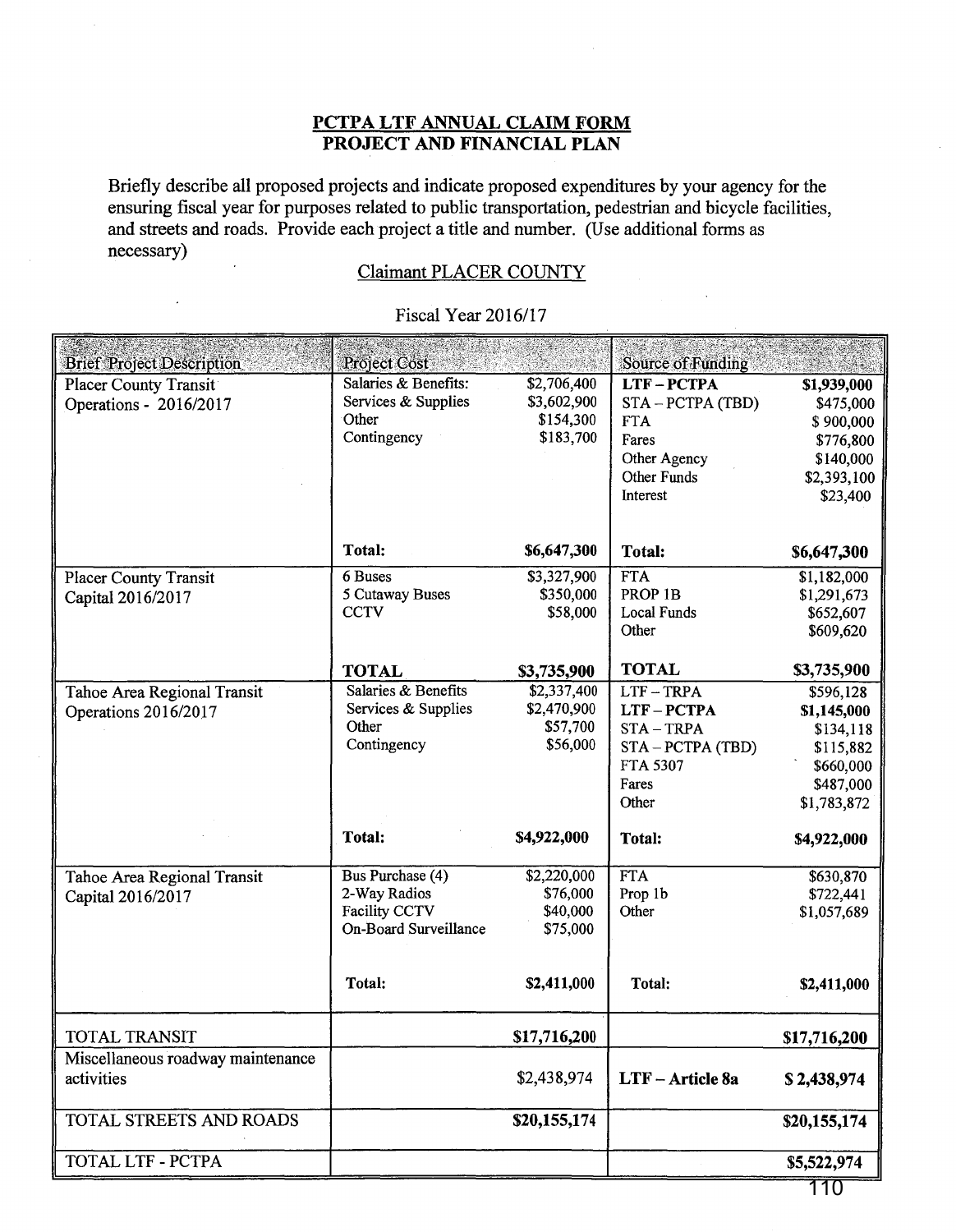**PCTPA LTF ANNUAL CLAIM FORM**
**PROJECT AND FINANCIAL PLAN**

Briefly describe all proposed projects and indicate proposed expenditures by your agency for the ensuring fiscal year for purposes related to public transportation, pedestrian and bicycle facilities, and streets and roads. Provide each project a title and number. (Use additional forms as necessary)

Claimant PLACER COUNTY

Fiscal Year 2016/17

| Brief Project Description | Project Cost | | Source of Funding | |
|---|---|---|---|---|
| Placer County Transit Operations - 2016/2017 | Salaries & Benefits: | $2,706,400 | **LTF – PCTPA** | **$1,939,000** |
| | Services & Supplies | $3,602,900 | STA – PCTPA (TBD) | $475,000 |
| | Other | $154,300 | FTA | $ 900,000 |
| | Contingency | $183,700 | Fares | $776,800 |
| | | | Other Agency | $140,000 |
| | | | Other Funds | $2,393,100 |
| | | | Interest | $23,400 |
| | **Total:** | **$6,647,300** | **Total:** | **$6,647,300** |
| Placer County Transit Capital 2016/2017 | 6 Buses | $3,327,900 | FTA | $1,182,000 |
| | 5 Cutaway Buses | $350,000 | PROP 1B | $1,291,673 |
| | CCTV | $58,000 | Local Funds | $652,607 |
| | | | Other | $609,620 |
| | **TOTAL** | **$3,735,900** | **TOTAL** | **$3,735,900** |
| Tahoe Area Regional Transit Operations 2016/2017 | Salaries & Benefits | $2,337,400 | LTF – TRPA | $596,128 |
| | Services & Supplies | $2,470,900 | **LTF – PCTPA** | **$1,145,000** |
| | Other | $57,700 | STA – TRPA | $134,118 |
| | Contingency | $56,000 | STA – PCTPA (TBD) | $115,882 |
| | | | FTA 5307 | $660,000 |
| | | | Fares | $487,000 |
| | | | Other | $1,783,872 |
| | **Total:** | **$4,922,000** | **Total:** | **$4,922,000** |
| Tahoe Area Regional Transit Capital 2016/2017 | Bus Purchase (4) | $2,220,000 | FTA | $630,870 |
| | 2-Way Radios | $76,000 | Prop 1b | $722,441 |
| | Facility CCTV | $40,000 | Other | $1,057,689 |
| | On-Board Surveillance | $75,000 | | |
| | **Total:** | **$2,411,000** | **Total:** | **$2,411,000** |
| TOTAL TRANSIT | | **$17,716,200** | | **$17,716,200** |
| Miscellaneous roadway maintenance activities | | $2,438,974 | **LTF – Article 8a** | **$ 2,438,974** |
| TOTAL STREETS AND ROADS | | **$20,155,174** | | **$20,155,174** |
| TOTAL LTF - PCTPA | | | | **$5,522,974** |